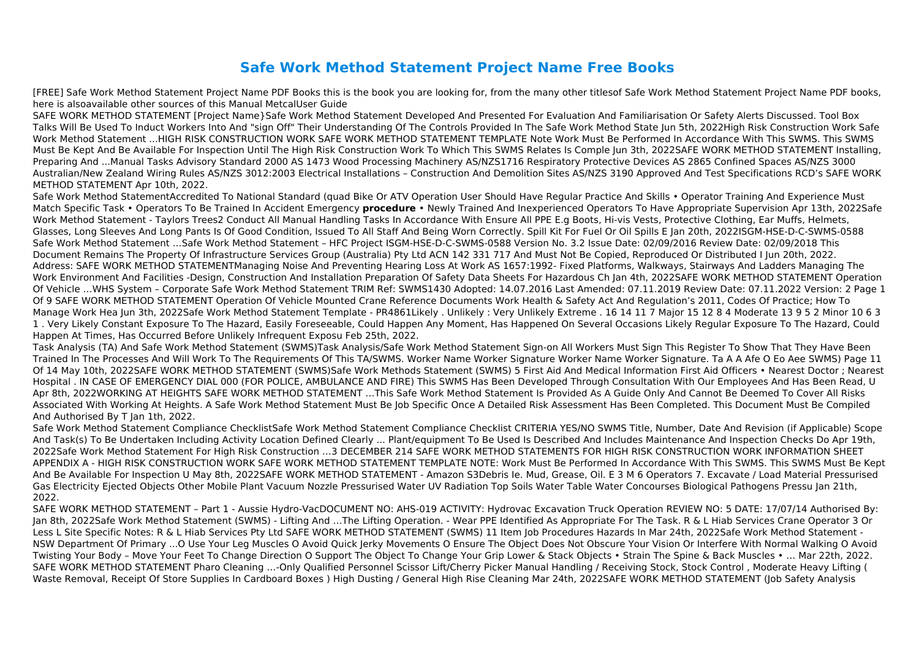# Safe Work Method Statement Project Name Free Books

[FREE] Safe Work Method Statement Project Name PDF Books this is the book you are looking for, from the many other titlesof Safe Work Method Statement Project Name PDF books, here is alsoavailable other sources of this Manual MetcalUser Guide

SAFE WORK METHOD STATEMENT [Project Name}Safe Work Method Statement Developed And Presented For Evaluation And Familiarisation Or Safety Alerts Discussed. Tool Box Talks Will Be Used To Induct Workers Into And "sign Off" Their Understanding Of The Controls Provided In The Safe Work Method State Jun 5th, 2022High Risk Construction Work Safe Work Method Statement ...HIGH RISK CONSTRUCTION WORK SAFE WORK METHOD STATEMENT TEMPLATE Note Work Must Be Performed In Accordance With This SWMS. This SWMS Must Be Kept And Be Available For Inspection Until The High Risk Construction Work To Which This SWMS Relates Is Comple Jun 3th, 2022SAFE WORK METHOD STATEMENT Installing, Preparing And ...Manual Tasks Advisory Standard 2000 AS 1473 Wood Processing Machinery AS/NZS1716 Respiratory Protective Devices AS 2865 Confined Spaces AS/NZS 3000 Australian/New Zealand Wiring Rules AS/NZS 3012:2003 Electrical Installations – Construction And Demolition Sites AS/NZS 3190 Approved And Test Specifications RCD's SAFE WORK METHOD STATEMENT Apr 10th, 2022.

Safe Work Method StatementAccredited To National Standard (quad Bike Or ATV Operation User Should Have Regular Practice And Skills • Operator Training And Experience Must Match Specific Task • Operators To Be Trained In Accident Emergency **procedure** • Newly Trained And Inexperienced Operators To Have Appropriate Supervision Apr 13th, 2022Safe Work Method Statement - Taylors Trees2 Conduct All Manual Handling Tasks In Accordance With Ensure All PPE E.g Boots, Hi-vis Vests, Protective Clothing, Ear Muffs, Helmets, Glasses, Long Sleeves And Long Pants Is Of Good Condition, Issued To All Staff And Being Worn Correctly. Spill Kit For Fuel Or Oil Spills E Jan 20th, 2022ISGM-HSE-D-C-SWMS-0588 Safe Work Method Statement …Safe Work Method Statement – HFC Project ISGM-HSE-D-C-SWMS-0588 Version No. 3.2 Issue Date: 02/09/2016 Review Date: 02/09/2018 This Document Remains The Property Of Infrastructure Services Group (Australia) Pty Ltd ACN 142 331 717 And Must Not Be Copied, Reproduced Or Distributed I Jun 20th, 2022.

Address: SAFE WORK METHOD STATEMENTManaging Noise And Preventing Hearing Loss At Work AS 1657:1992- Fixed Platforms, Walkways, Stairways And Ladders Managing The Work Environment And Facilities -Design, Construction And Installation Preparation Of Safety Data Sheets For Hazardous Ch Jan 4th, 2022SAFE WORK METHOD STATEMENT Operation Of Vehicle …WHS System – Corporate Safe Work Method Statement TRIM Ref: SWMS1430 Adopted: 14.07.2016 Last Amended: 07.11.2019 Review Date: 07.11.2022 Version: 2 Page 1 Of 9 SAFE WORK METHOD STATEMENT Operation Of Vehicle Mounted Crane Reference Documents Work Health & Safety Act And Regulation's 2011, Codes Of Practice; How To Manage Work Hea Jun 3th, 2022Safe Work Method Statement Template - PR4861Likely . Unlikely : Very Unlikely Extreme . 16 14 11 7 Major 15 12 8 4 Moderate 13 9 5 2 Minor 10 6 3 1 . Very Likely Constant Exposure To The Hazard, Easily Foreseeable, Could Happen Any Moment, Has Happened On Several Occasions Likely Regular Exposure To The Hazard, Could Happen At Times, Has Occurred Before Unlikely Infrequent Exposu Feb 25th, 2022.

Task Analysis (TA) And Safe Work Method Statement (SWMS)Task Analysis/Safe Work Method Statement Sign-on All Workers Must Sign This Register To Show That They Have Been Trained In The Processes And Will Work To The Requirements Of This TA/SWMS. Worker Name Worker Signature Worker Name Worker Signature. Ta A A Afe O Eo Aee SWMS) Page 11 Of 14 May 10th, 2022SAFE WORK METHOD STATEMENT (SWMS)Safe Work Methods Statement (SWMS) 5 First Aid And Medical Information First Aid Officers • Nearest Doctor ; Nearest Hospital . IN CASE OF EMERGENCY DIAL 000 (FOR POLICE, AMBULANCE AND FIRE) This SWMS Has Been Developed Through Consultation With Our Employees And Has Been Read, U Apr 8th, 2022WORKING AT HEIGHTS SAFE WORK METHOD STATEMENT …This Safe Work Method Statement Is Provided As A Guide Only And Cannot Be Deemed To Cover All Risks Associated With Working At Heights. A Safe Work Method Statement Must Be Job Specific Once A Detailed Risk Assessment Has Been Completed. This Document Must Be Compiled And Authorised By T Jan 1th, 2022.

Safe Work Method Statement Compliance ChecklistSafe Work Method Statement Compliance Checklist CRITERIA YES/NO SWMS Title, Number, Date And Revision (if Applicable) Scope And Task(s) To Be Undertaken Including Activity Location Defined Clearly ... Plant/equipment To Be Used Is Described And Includes Maintenance And Inspection Checks Do Apr 19th, 2022Safe Work Method Statement For High Risk Construction …3 DECEMBER 214 SAFE WORK METHOD STATEMENTS FOR HIGH RISK CONSTRUCTION WORK INFORMATION SHEET APPENDIX A - HIGH RISK CONSTRUCTION WORK SAFE WORK METHOD STATEMENT TEMPLATE NOTE: Work Must Be Performed In Accordance With This SWMS. This SWMS Must Be Kept And Be Available For Inspection U May 8th, 2022SAFE WORK METHOD STATEMENT - Amazon S3Debris Ie. Mud, Grease, Oil. E 3 M 6 Operators 7. Excavate / Load Material Pressurised Gas Electricity Ejected Objects Other Mobile Plant Vacuum Nozzle Pressurised Water UV Radiation Top Soils Water Table Water Concourses Biological Pathogens Pressu Jan 21th, 2022.

SAFE WORK METHOD STATEMENT – Part 1 - Aussie Hydro-VacDOCUMENT NO: AHS-019 ACTIVITY: Hydrovac Excavation Truck Operation REVIEW NO: 5 DATE: 17/07/14 Authorised By: Jan 8th, 2022Safe Work Method Statement (SWMS) - Lifting And …The Lifting Operation. - Wear PPE Identified As Appropriate For The Task. R & L Hiab Services Crane Operator 3 Or Less L Site Specific Notes: R & L Hiab Services Pty Ltd SAFE WORK METHOD STATEMENT (SWMS) 11 Item Job Procedures Hazards In Mar 24th, 2022Safe Work Method Statement - NSW Department Of Primary ...O Use Your Leg Muscles O Avoid Quick Jerky Movements O Ensure The Object Does Not Obscure Your Vision Or Interfere With Normal Walking O Avoid Twisting Your Body – Move Your Feet To Change Direction O Support The Object To Change Your Grip Lower & Stack Objects • Strain The Spine & Back Muscles • … Mar 22th, 2022.

SAFE WORK METHOD STATEMENT Pharo Cleaning …-Only Qualified Personnel Scissor Lift/Cherry Picker Manual Handling / Receiving Stock, Stock Control , Moderate Heavy Lifting ( Waste Removal, Receipt Of Store Supplies In Cardboard Boxes ) High Dusting / General High Rise Cleaning Mar 24th, 2022SAFE WORK METHOD STATEMENT (Job Safety Analysis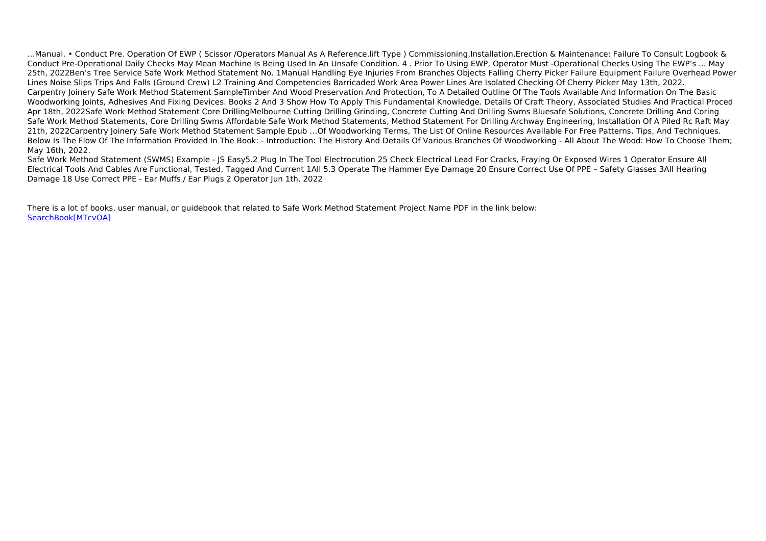...Manual. • Conduct Pre. Operation Of EWP ( Scissor /Operators Manual As A Reference.lift Type ) Commissioning,Installation,Erection & Maintenance: Failure To Consult Logbook & Conduct Pre-Operational Daily Checks May Mean Machine Is Being Used In An Unsafe Condition. 4 . Prior To Using EWP, Operator Must -Operational Checks Using The EWP's ... May 25th, 2022Ben's Tree Service Safe Work Method Statement No. 1Manual Handling Eye Injuries From Branches Objects Falling Cherry Picker Failure Equipment Failure Overhead Power Lines Noise Slips Trips And Falls (Ground Crew) L2 Training And Competencies Barricaded Work Area Power Lines Are Isolated Checking Of Cherry Picker May 13th, 2022.
Carpentry Joinery Safe Work Method Statement SampleTimber And Wood Preservation And Protection, To A Detailed Outline Of The Tools Available And Information On The Basic Woodworking Joints, Adhesives And Fixing Devices. Books 2 And 3 Show How To Apply This Fundamental Knowledge. Details Of Craft Theory, Associated Studies And Practical Proced Apr 18th, 2022Safe Work Method Statement Core DrillingMelbourne Cutting Drilling Grinding, Concrete Cutting And Drilling Swms Bluesafe Solutions, Concrete Drilling And Coring Safe Work Method Statements, Core Drilling Swms Affordable Safe Work Method Statements, Method Statement For Drilling Archway Engineering, Installation Of A Piled Rc Raft May 21th, 2022Carpentry Joinery Safe Work Method Statement Sample Epub ...Of Woodworking Terms, The List Of Online Resources Available For Free Patterns, Tips, And Techniques. Below Is The Flow Of The Information Provided In The Book: - Introduction: The History And Details Of Various Branches Of Woodworking - All About The Wood: How To Choose Them; May 16th, 2022.
Safe Work Method Statement (SWMS) Example - JS Easy5.2 Plug In The Tool Electrocution 25 Check Electrical Lead For Cracks, Fraying Or Exposed Wires 1 Operator Ensure All Electrical Tools And Cables Are Functional, Tested, Tagged And Current 1All 5.3 Operate The Hammer Eye Damage 20 Ensure Correct Use Of PPE – Safety Glasses 3All Hearing Damage 18 Use Correct PPE - Ear Muffs / Ear Plugs 2 Operator Jun 1th, 2022

There is a lot of books, user manual, or guidebook that related to Safe Work Method Statement Project Name PDF in the link below:
SearchBook[MTcvOA]